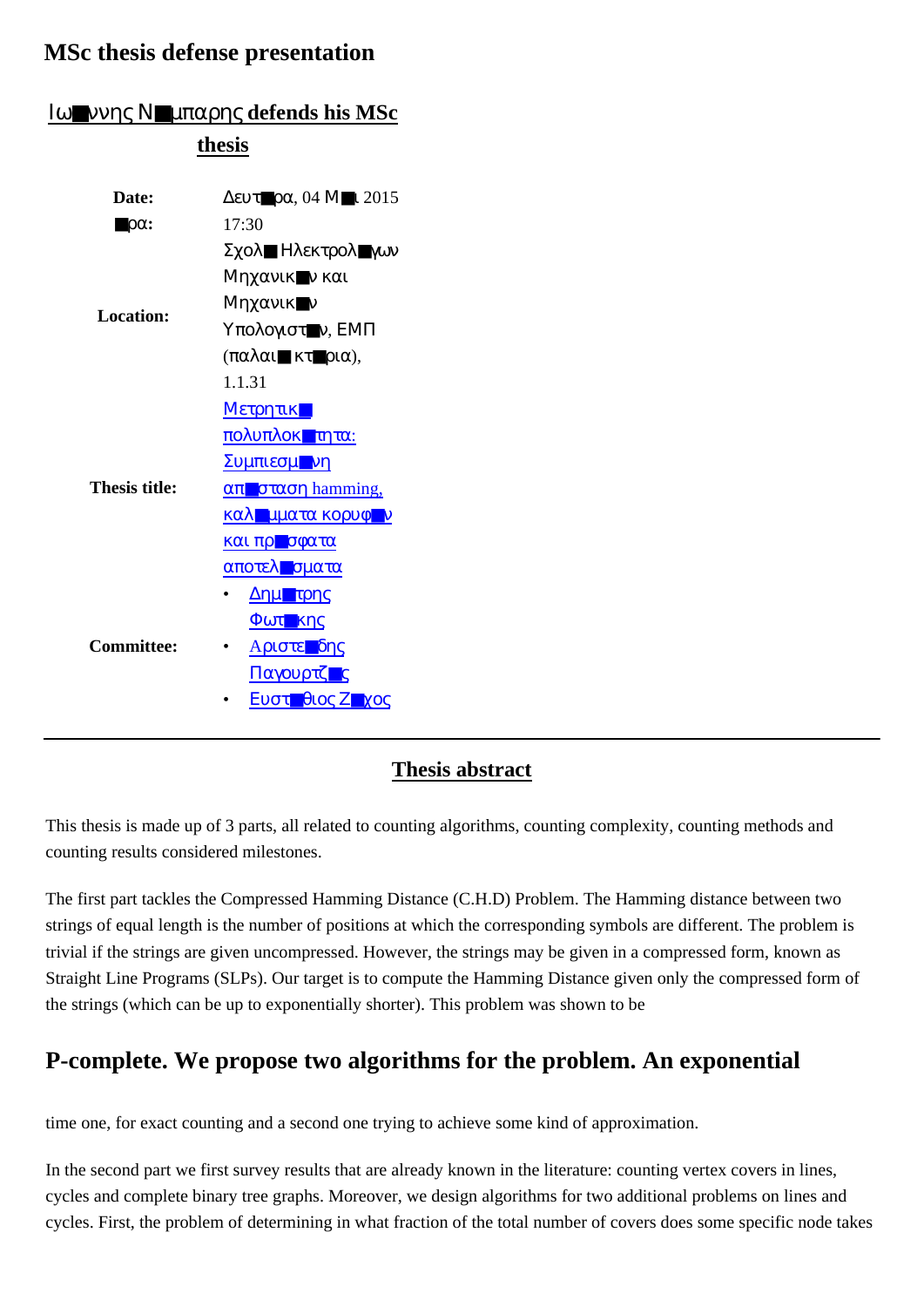# MSc thesis defense presentation

## Ιω■ννης Ν■μπαρης defends his MSc thesis

| | |
|---|---|
| **Date:** | Δευτ■ρα, 04 Μ■ι 2015 |
| **■ρα:** | 17:30 |
| **Location:** | Σχολ■ Ηλεκτρολ■γων Μηχανικ■ν και Μηχανικ■ν Υπολογιστ■ν, ΕΜΠ (παλαι■ κτ■ρια), 1.1.31 |
| **Thesis title:** | Μετρητικ■ πολυπλοκ■τητα: Συμπιεσμ■νη απ■σταση hamming, καλ■μματα κορυφ■ν και πρ■σφατα αποτελ■σματα |
| **Committee:** | • Δημ■τρης Φωτ■κης<br>• Αριστε■δης Παγουρτζ■ς<br>• Ευστ■θιος Ζ■χος |

---

## Thesis abstract

This thesis is made up of 3 parts, all related to counting algorithms, counting complexity, counting methods and counting results considered milestones.

The first part tackles the Compressed Hamming Distance (C.H.D) Problem. The Hamming distance between two strings of equal length is the number of positions at which the corresponding symbols are different. The problem is trivial if the strings are given uncompressed. However, the strings may be given in a compressed form, known as Straight Line Programs (SLPs). Our target is to compute the Hamming Distance given only the compressed form of the strings (which can be up to exponentially shorter). This problem was shown to be

## P-complete. We propose two algorithms for the problem. An exponential

time one, for exact counting and a second one trying to achieve some kind of approximation.

In the second part we first survey results that are already known in the literature: counting vertex covers in lines, cycles and complete binary tree graphs. Moreover, we design algorithms for two additional problems on lines and cycles. First, the problem of determining in what fraction of the total number of covers does some specific node takes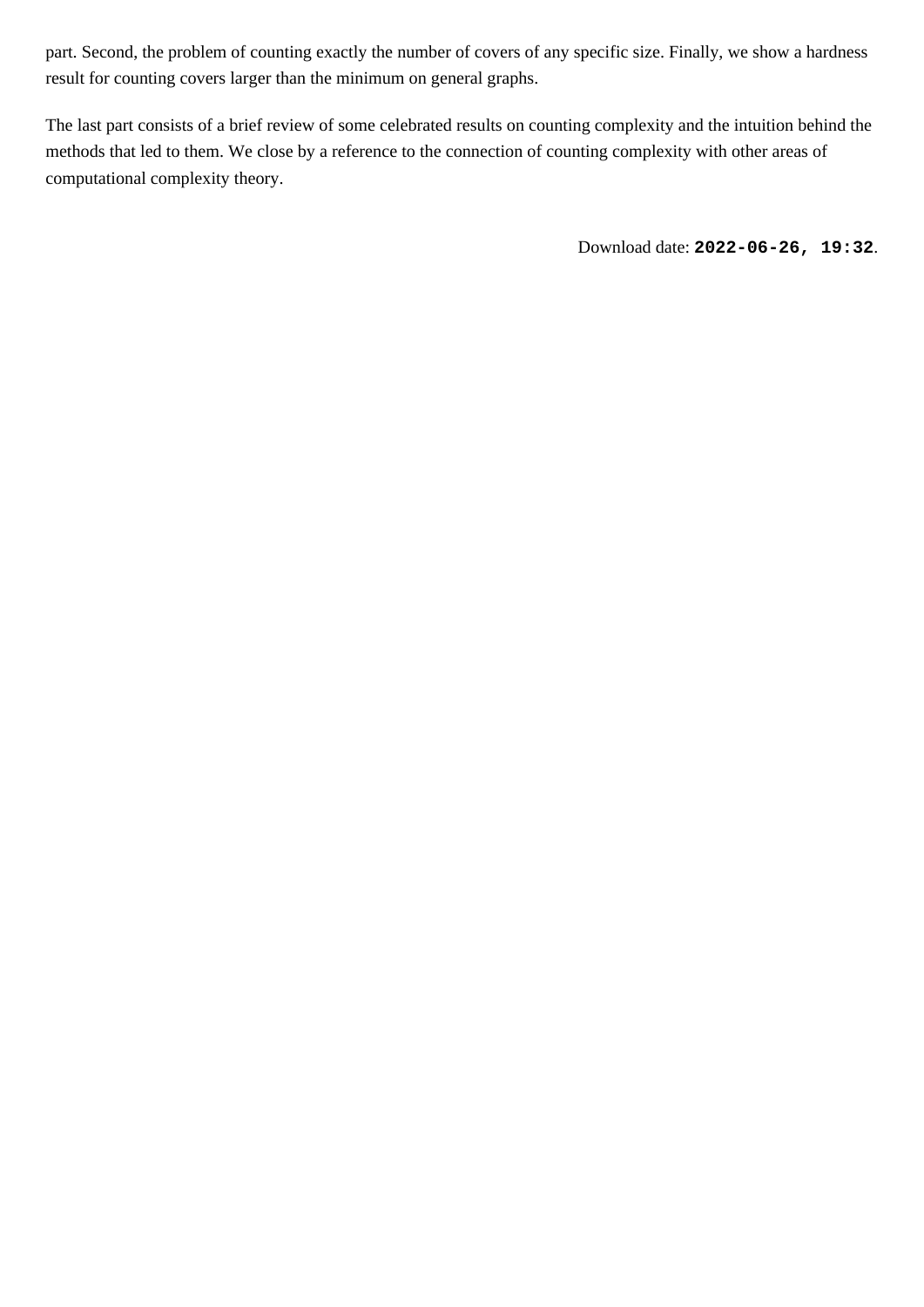part. Second, the problem of counting exactly the number of covers of any specific size. Finally, we show a hardness result for counting covers larger than the minimum on general graphs.

The last part consists of a brief review of some celebrated results on counting complexity and the intuition behind the methods that led to them. We close by a reference to the connection of counting complexity with other areas of computational complexity theory.

Download date: **2022-06-26, 19:32**.